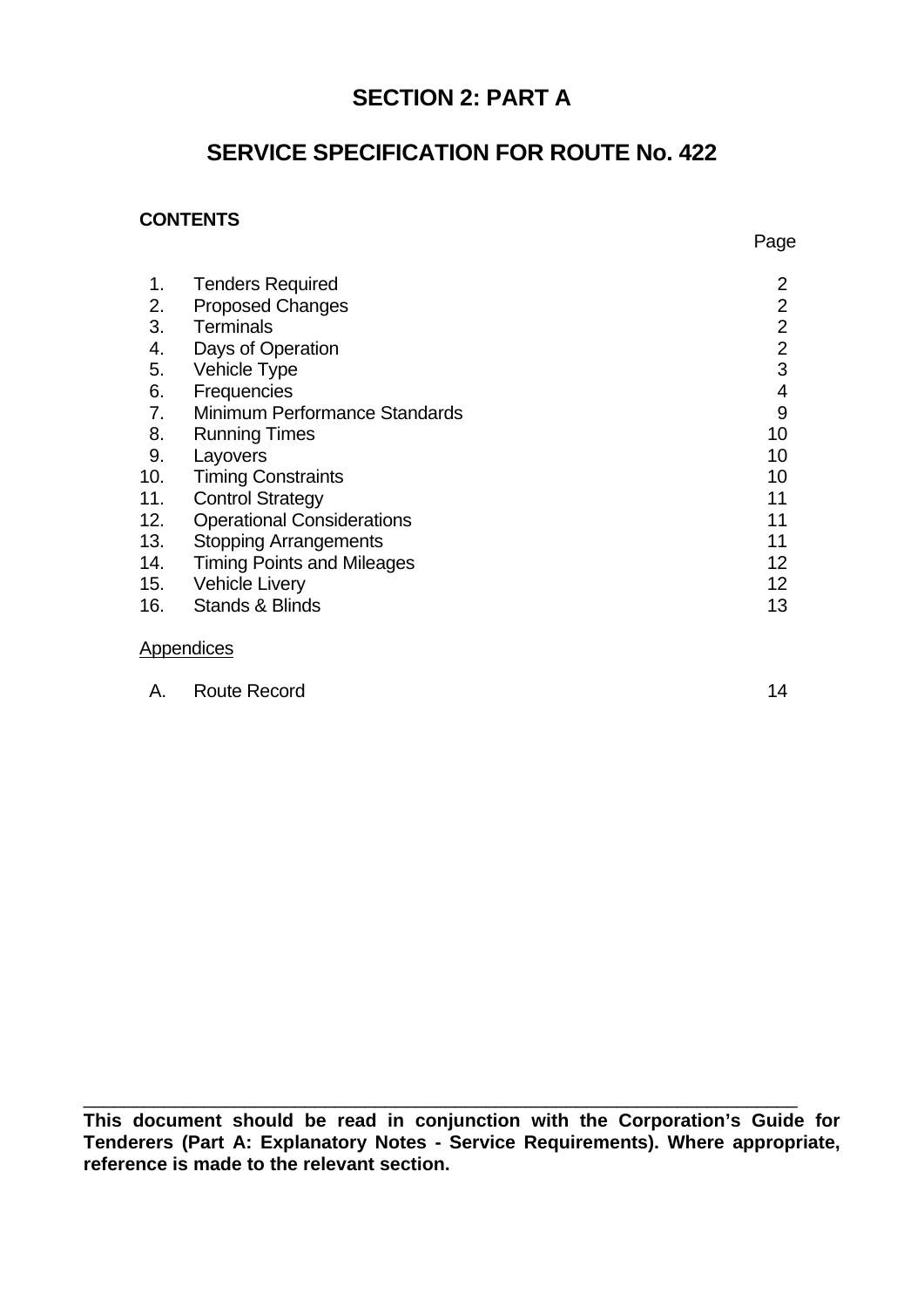# SECTION 2: PART A

## SERVICE SPECIFICATION FOR ROUTE No. 422

**CONTENTS**

| | | Page |
|---|---|---|
| 1. | Tenders Required | 2 |
| 2. | Proposed Changes | 2 |
| 3. | Terminals | 2 |
| 4. | Days of Operation | 2 |
| 5. | Vehicle Type | 3 |
| 6. | Frequencies | 4 |
| 7. | Minimum Performance Standards | 9 |
| 8. | Running Times | 10 |
| 9. | Layovers | 10 |
| 10. | Timing Constraints | 10 |
| 11. | Control Strategy | 11 |
| 12. | Operational Considerations | 11 |
| 13. | Stopping Arrangements | 11 |
| 14. | Timing Points and Mileages | 12 |
| 15. | Vehicle Livery | 12 |
| 16. | Stands & Blinds | 13 |

Appendices

| | | |
|---|---|---|
| A. | Route Record | 14 |

---

**This document should be read in conjunction with the Corporation's Guide for Tenderers (Part A: Explanatory Notes - Service Requirements). Where appropriate, reference is made to the relevant section.**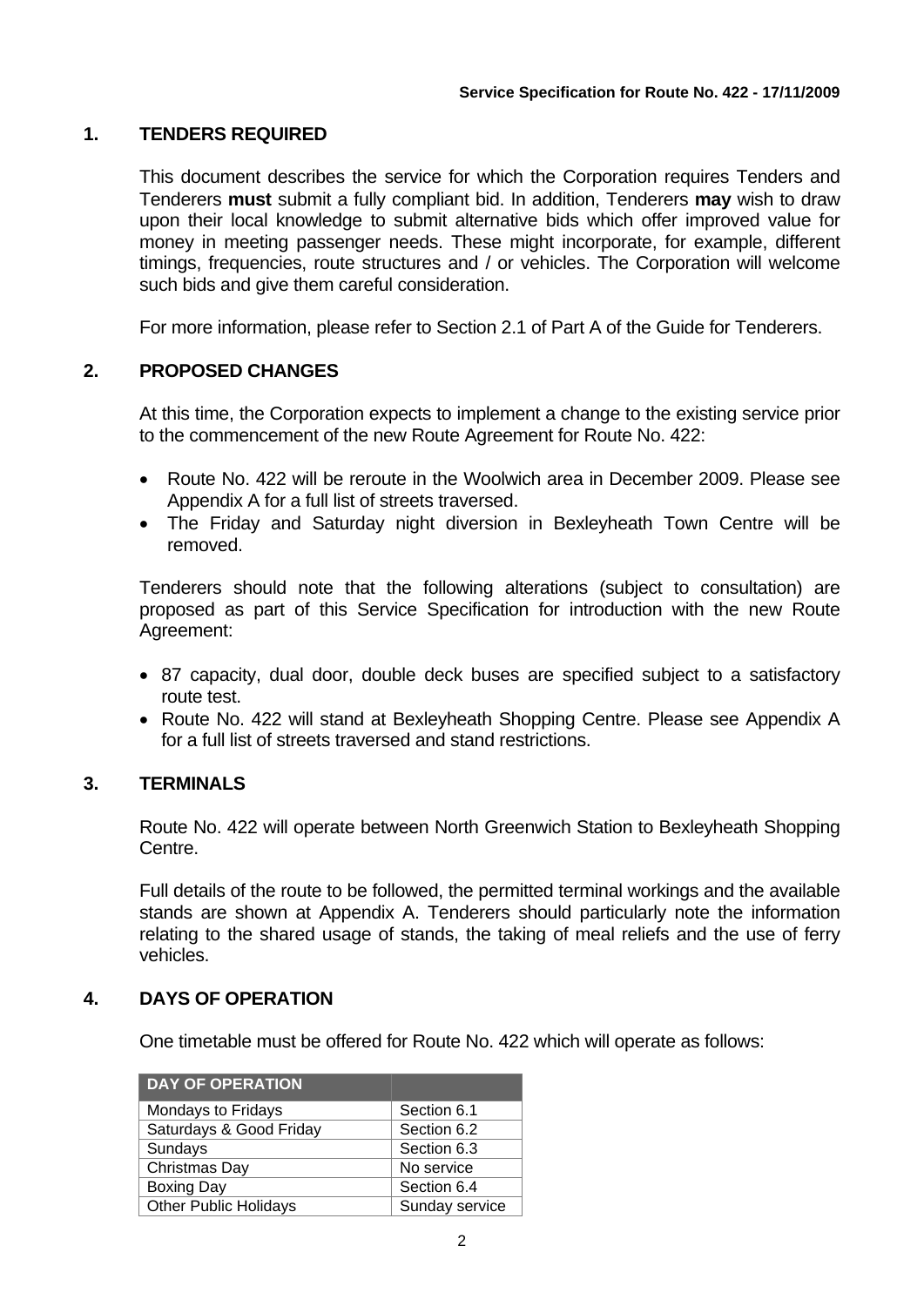## 1. TENDERS REQUIRED

This document describes the service for which the Corporation requires Tenders and Tenderers **must** submit a fully compliant bid. In addition, Tenderers **may** wish to draw upon their local knowledge to submit alternative bids which offer improved value for money in meeting passenger needs. These might incorporate, for example, different timings, frequencies, route structures and / or vehicles. The Corporation will welcome such bids and give them careful consideration.

For more information, please refer to Section 2.1 of Part A of the Guide for Tenderers.

## 2. PROPOSED CHANGES

At this time, the Corporation expects to implement a change to the existing service prior to the commencement of the new Route Agreement for Route No. 422:

- Route No. 422 will be reroute in the Woolwich area in December 2009. Please see Appendix A for a full list of streets traversed.
- The Friday and Saturday night diversion in Bexleyheath Town Centre will be removed.

Tenderers should note that the following alterations (subject to consultation) are proposed as part of this Service Specification for introduction with the new Route Agreement:

- 87 capacity, dual door, double deck buses are specified subject to a satisfactory route test.
- Route No. 422 will stand at Bexleyheath Shopping Centre. Please see Appendix A for a full list of streets traversed and stand restrictions.

## 3. TERMINALS

Route No. 422 will operate between North Greenwich Station to Bexleyheath Shopping Centre.

Full details of the route to be followed, the permitted terminal workings and the available stands are shown at Appendix A. Tenderers should particularly note the information relating to the shared usage of stands, the taking of meal reliefs and the use of ferry vehicles.

## 4. DAYS OF OPERATION

One timetable must be offered for Route No. 422 which will operate as follows:

| DAY OF OPERATION | |
|---|---|
| Mondays to Fridays | Section 6.1 |
| Saturdays & Good Friday | Section 6.2 |
| Sundays | Section 6.3 |
| Christmas Day | No service |
| Boxing Day | Section 6.4 |
| Other Public Holidays | Sunday service |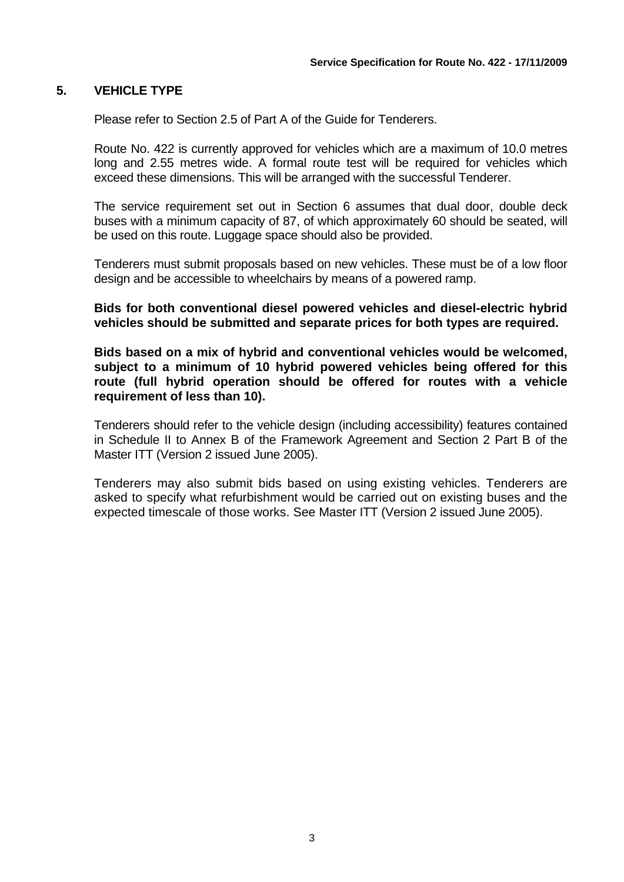## 5. VEHICLE TYPE

Please refer to Section 2.5 of Part A of the Guide for Tenderers.

Route No. 422 is currently approved for vehicles which are a maximum of 10.0 metres long and 2.55 metres wide. A formal route test will be required for vehicles which exceed these dimensions. This will be arranged with the successful Tenderer.

The service requirement set out in Section 6 assumes that dual door, double deck buses with a minimum capacity of 87, of which approximately 60 should be seated, will be used on this route. Luggage space should also be provided.

Tenderers must submit proposals based on new vehicles. These must be of a low floor design and be accessible to wheelchairs by means of a powered ramp.

**Bids for both conventional diesel powered vehicles and diesel-electric hybrid vehicles should be submitted and separate prices for both types are required.**

**Bids based on a mix of hybrid and conventional vehicles would be welcomed, subject to a minimum of 10 hybrid powered vehicles being offered for this route (full hybrid operation should be offered for routes with a vehicle requirement of less than 10).**

Tenderers should refer to the vehicle design (including accessibility) features contained in Schedule II to Annex B of the Framework Agreement and Section 2 Part B of the Master ITT (Version 2 issued June 2005).

Tenderers may also submit bids based on using existing vehicles. Tenderers are asked to specify what refurbishment would be carried out on existing buses and the expected timescale of those works. See Master ITT (Version 2 issued June 2005).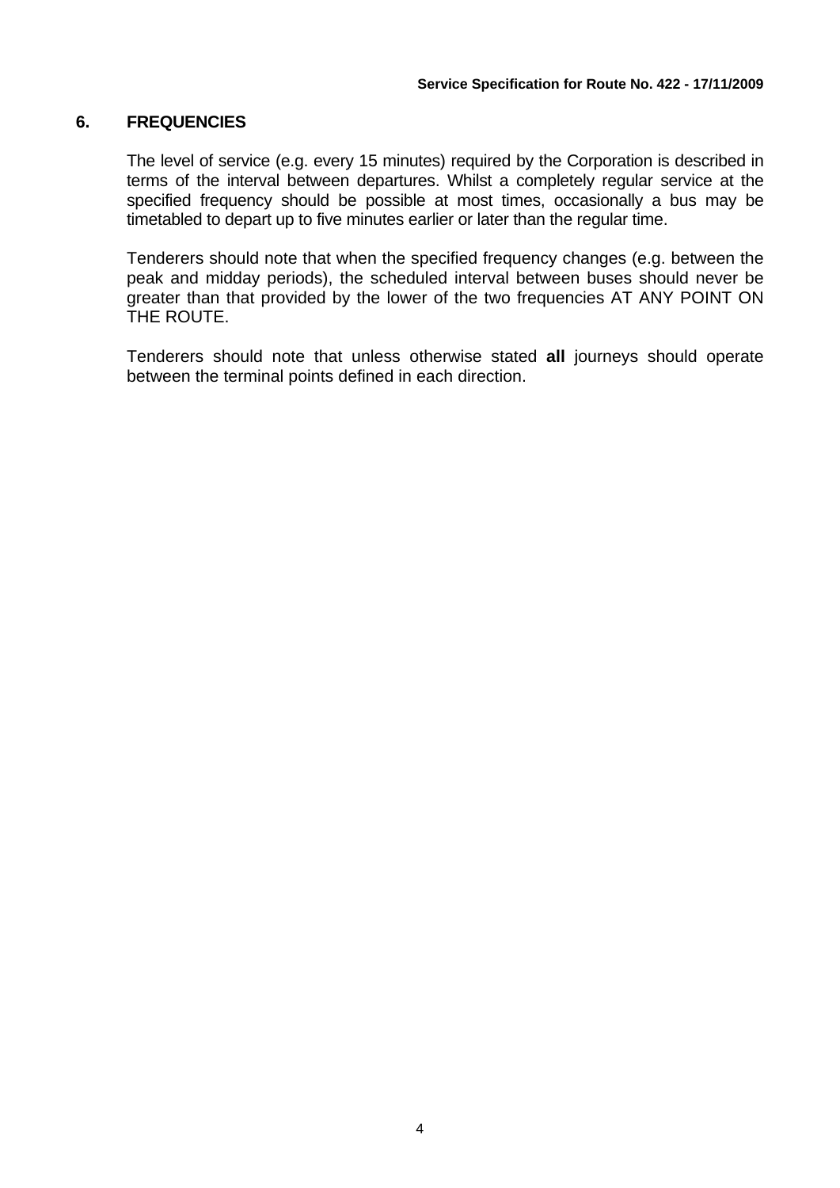## 6. FREQUENCIES

The level of service (e.g. every 15 minutes) required by the Corporation is described in terms of the interval between departures. Whilst a completely regular service at the specified frequency should be possible at most times, occasionally a bus may be timetabled to depart up to five minutes earlier or later than the regular time.

Tenderers should note that when the specified frequency changes (e.g. between the peak and midday periods), the scheduled interval between buses should never be greater than that provided by the lower of the two frequencies AT ANY POINT ON THE ROUTE.

Tenderers should note that unless otherwise stated **all** journeys should operate between the terminal points defined in each direction.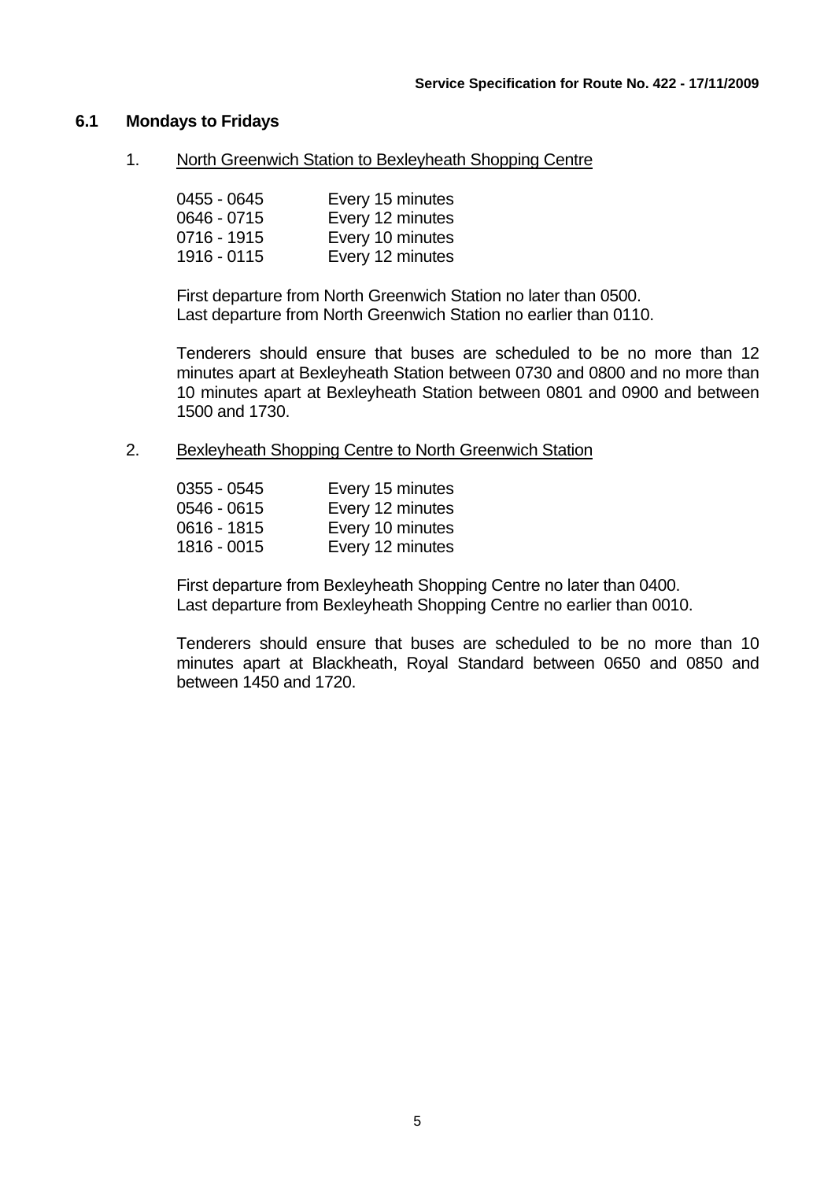### 6.1 Mondays to Fridays

1. North Greenwich Station to Bexleyheath Shopping Centre

| | |
|---|---|
| 0455 - 0645 | Every 15 minutes |
| 0646 - 0715 | Every 12 minutes |
| 0716 - 1915 | Every 10 minutes |
| 1916 - 0115 | Every 12 minutes |

First departure from North Greenwich Station no later than 0500.
Last departure from North Greenwich Station no earlier than 0110.

Tenderers should ensure that buses are scheduled to be no more than 12 minutes apart at Bexleyheath Station between 0730 and 0800 and no more than 10 minutes apart at Bexleyheath Station between 0801 and 0900 and between 1500 and 1730.

2. Bexleyheath Shopping Centre to North Greenwich Station

| | |
|---|---|
| 0355 - 0545 | Every 15 minutes |
| 0546 - 0615 | Every 12 minutes |
| 0616 - 1815 | Every 10 minutes |
| 1816 - 0015 | Every 12 minutes |

First departure from Bexleyheath Shopping Centre no later than 0400.
Last departure from Bexleyheath Shopping Centre no earlier than 0010.

Tenderers should ensure that buses are scheduled to be no more than 10 minutes apart at Blackheath, Royal Standard between 0650 and 0850 and between 1450 and 1720.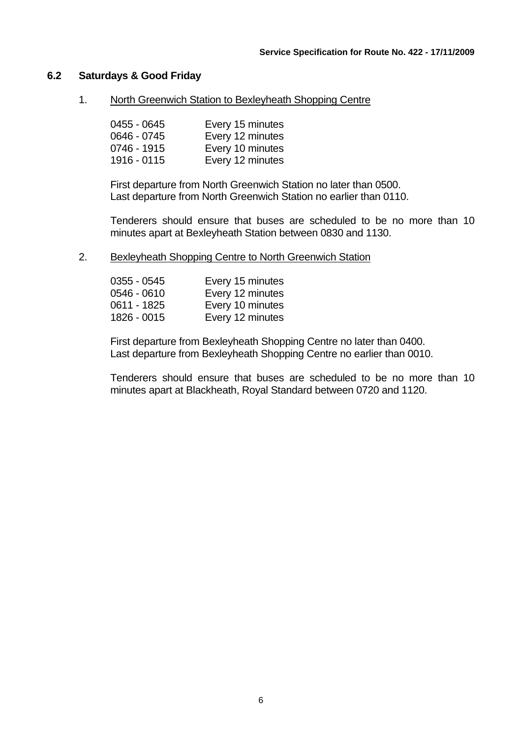## 6.2 Saturdays & Good Friday

1. North Greenwich Station to Bexleyheath Shopping Centre

| | |
|---|---|
| 0455 - 0645 | Every 15 minutes |
| 0646 - 0745 | Every 12 minutes |
| 0746 - 1915 | Every 10 minutes |
| 1916 - 0115 | Every 12 minutes |

First departure from North Greenwich Station no later than 0500.
Last departure from North Greenwich Station no earlier than 0110.

Tenderers should ensure that buses are scheduled to be no more than 10 minutes apart at Bexleyheath Station between 0830 and 1130.

2. Bexleyheath Shopping Centre to North Greenwich Station

| | |
|---|---|
| 0355 - 0545 | Every 15 minutes |
| 0546 - 0610 | Every 12 minutes |
| 0611 - 1825 | Every 10 minutes |
| 1826 - 0015 | Every 12 minutes |

First departure from Bexleyheath Shopping Centre no later than 0400.
Last departure from Bexleyheath Shopping Centre no earlier than 0010.

Tenderers should ensure that buses are scheduled to be no more than 10 minutes apart at Blackheath, Royal Standard between 0720 and 1120.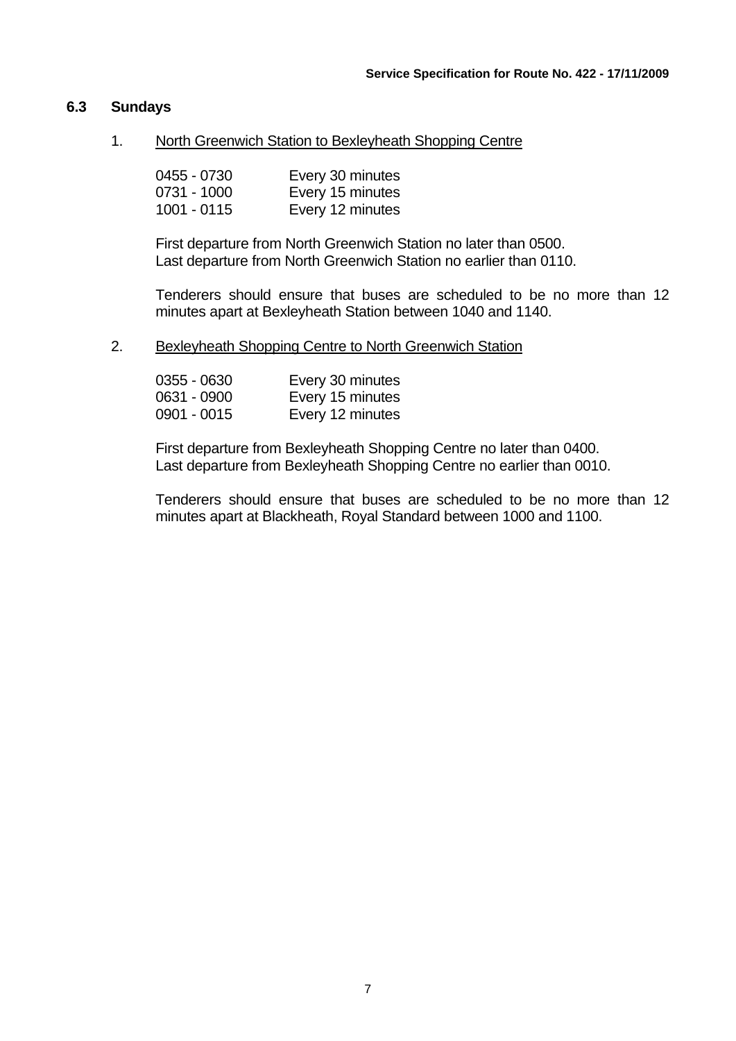### 6.3 Sundays

1. North Greenwich Station to Bexleyheath Shopping Centre

   | | |
   |---|---|
   | 0455 - 0730 | Every 30 minutes |
   | 0731 - 1000 | Every 15 minutes |
   | 1001 - 0115 | Every 12 minutes |

   First departure from North Greenwich Station no later than 0500.
   Last departure from North Greenwich Station no earlier than 0110.

   Tenderers should ensure that buses are scheduled to be no more than 12 minutes apart at Bexleyheath Station between 1040 and 1140.

2. Bexleyheath Shopping Centre to North Greenwich Station

   | | |
   |---|---|
   | 0355 - 0630 | Every 30 minutes |
   | 0631 - 0900 | Every 15 minutes |
   | 0901 - 0015 | Every 12 minutes |

   First departure from Bexleyheath Shopping Centre no later than 0400.
   Last departure from Bexleyheath Shopping Centre no earlier than 0010.

   Tenderers should ensure that buses are scheduled to be no more than 12 minutes apart at Blackheath, Royal Standard between 1000 and 1100.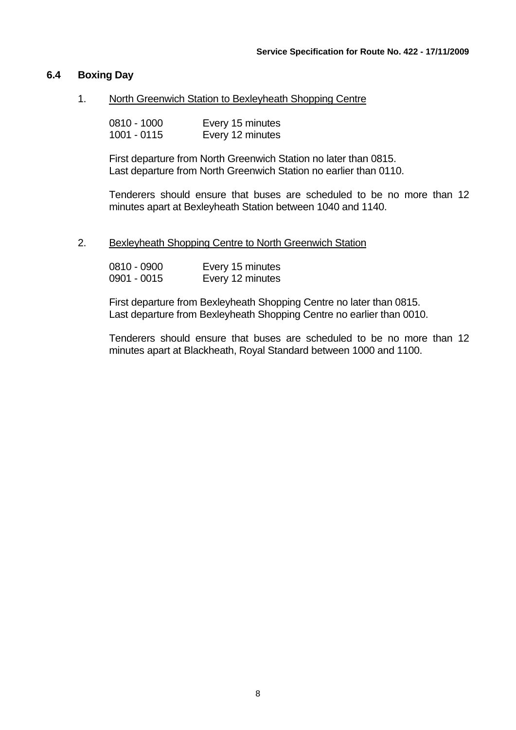## 6.4 Boxing Day

1. <u>North Greenwich Station to Bexleyheath Shopping Centre</u>

| | |
|---|---|
| 0810 - 1000 | Every 15 minutes |
| 1001 - 0115 | Every 12 minutes |

First departure from North Greenwich Station no later than 0815.
Last departure from North Greenwich Station no earlier than 0110.

Tenderers should ensure that buses are scheduled to be no more than 12 minutes apart at Bexleyheath Station between 1040 and 1140.

2. <u>Bexleyheath Shopping Centre to North Greenwich Station</u>

| | |
|---|---|
| 0810 - 0900 | Every 15 minutes |
| 0901 - 0015 | Every 12 minutes |

First departure from Bexleyheath Shopping Centre no later than 0815.
Last departure from Bexleyheath Shopping Centre no earlier than 0010.

Tenderers should ensure that buses are scheduled to be no more than 12 minutes apart at Blackheath, Royal Standard between 1000 and 1100.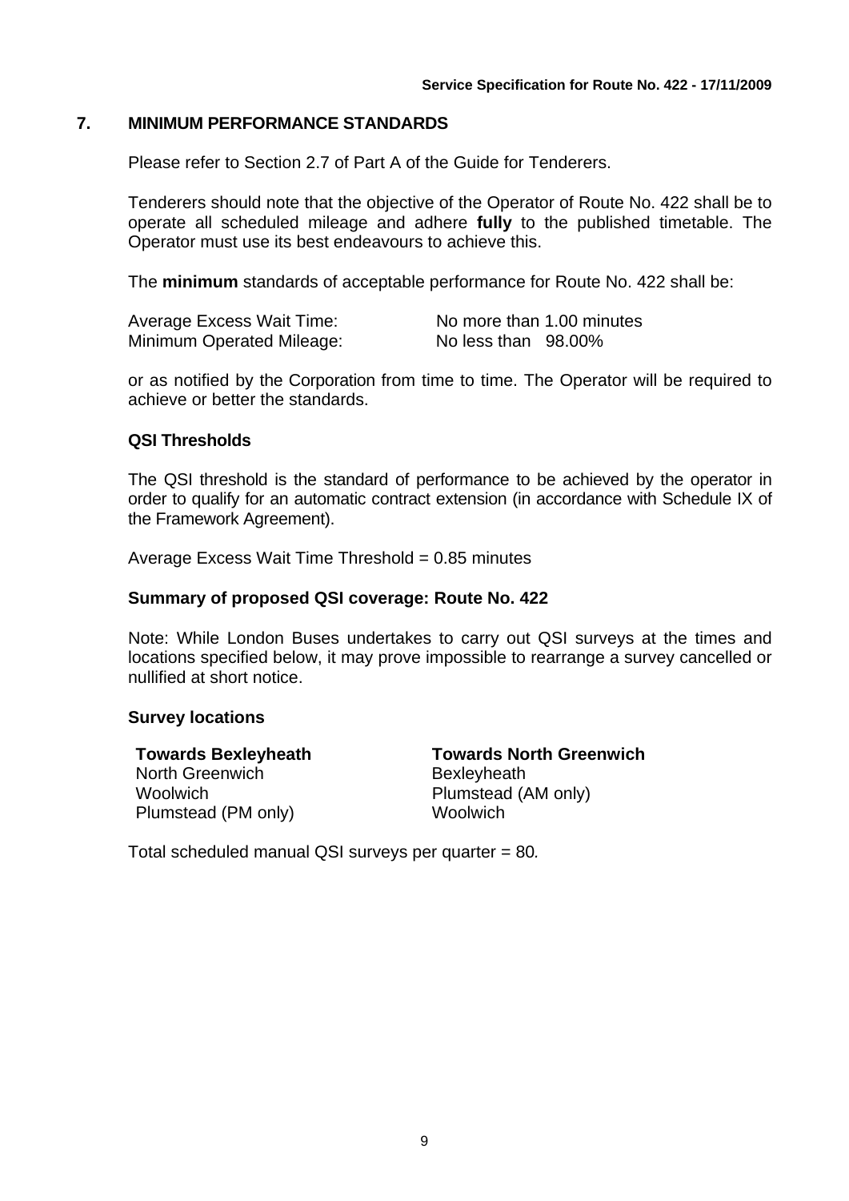## 7. MINIMUM PERFORMANCE STANDARDS

Please refer to Section 2.7 of Part A of the Guide for Tenderers.

Tenderers should note that the objective of the Operator of Route No. 422 shall be to operate all scheduled mileage and adhere **fully** to the published timetable. The Operator must use its best endeavours to achieve this.

The **minimum** standards of acceptable performance for Route No. 422 shall be:

| | |
|---|---|
| Average Excess Wait Time: | No more than 1.00 minutes |
| Minimum Operated Mileage: | No less than 98.00% |

or as notified by the Corporation from time to time. The Operator will be required to achieve or better the standards.

### QSI Thresholds

The QSI threshold is the standard of performance to be achieved by the operator in order to qualify for an automatic contract extension (in accordance with Schedule IX of the Framework Agreement).

Average Excess Wait Time Threshold = 0.85 minutes

### Summary of proposed QSI coverage: Route No. 422

Note: While London Buses undertakes to carry out QSI surveys at the times and locations specified below, it may prove impossible to rearrange a survey cancelled or nullified at short notice.

### Survey locations

| **Towards Bexleyheath** | **Towards North Greenwich** |
|---|---|
| North Greenwich | Bexleyheath |
| Woolwich | Plumstead (AM only) |
| Plumstead (PM only) | Woolwich |

Total scheduled manual QSI surveys per quarter = 80.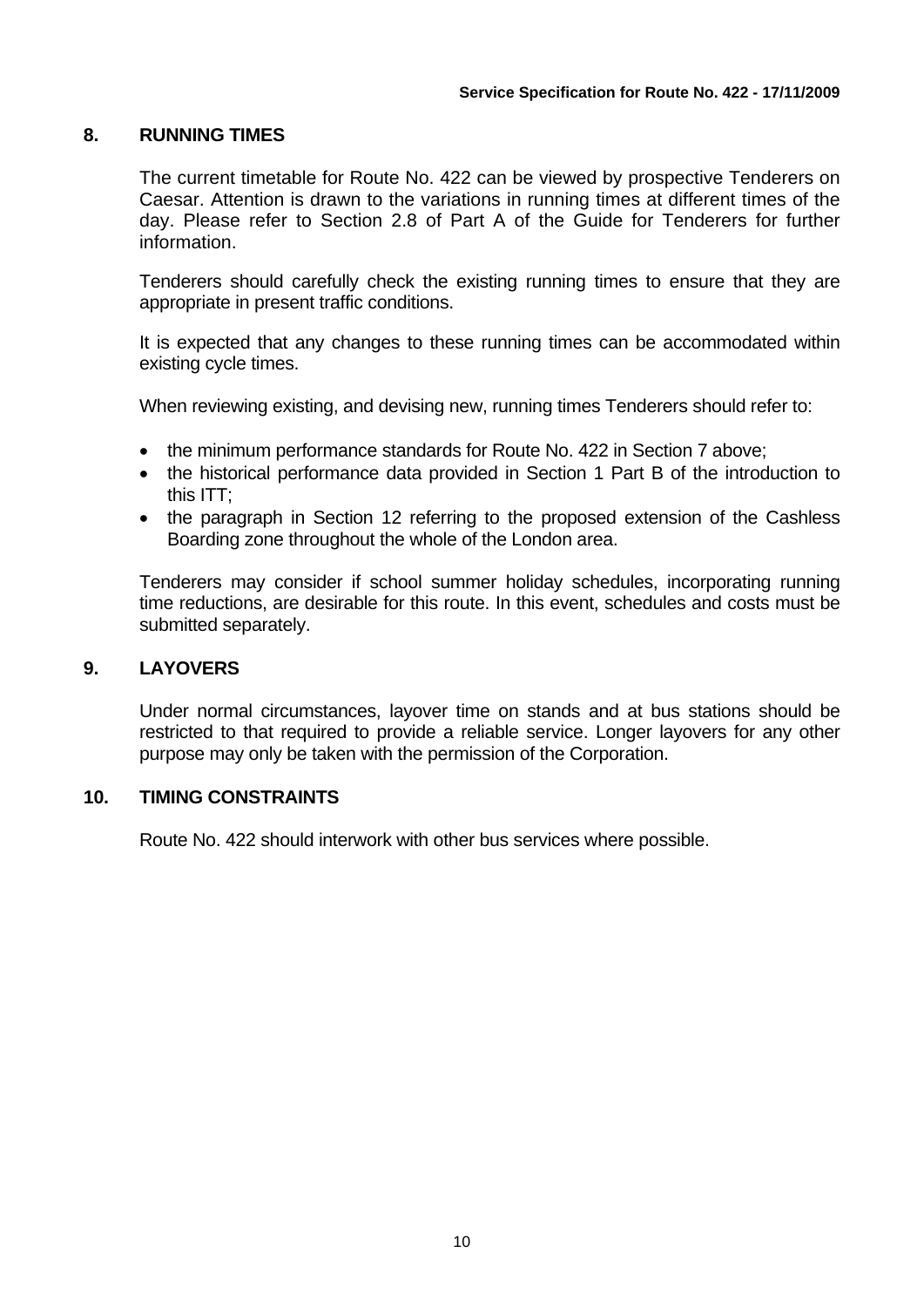## 8. RUNNING TIMES

The current timetable for Route No. 422 can be viewed by prospective Tenderers on Caesar. Attention is drawn to the variations in running times at different times of the day. Please refer to Section 2.8 of Part A of the Guide for Tenderers for further information.

Tenderers should carefully check the existing running times to ensure that they are appropriate in present traffic conditions.

It is expected that any changes to these running times can be accommodated within existing cycle times.

When reviewing existing, and devising new, running times Tenderers should refer to:

- the minimum performance standards for Route No. 422 in Section 7 above;
- the historical performance data provided in Section 1 Part B of the introduction to this ITT;
- the paragraph in Section 12 referring to the proposed extension of the Cashless Boarding zone throughout the whole of the London area.

Tenderers may consider if school summer holiday schedules, incorporating running time reductions, are desirable for this route. In this event, schedules and costs must be submitted separately.

## 9. LAYOVERS

Under normal circumstances, layover time on stands and at bus stations should be restricted to that required to provide a reliable service. Longer layovers for any other purpose may only be taken with the permission of the Corporation.

## 10. TIMING CONSTRAINTS

Route No. 422 should interwork with other bus services where possible.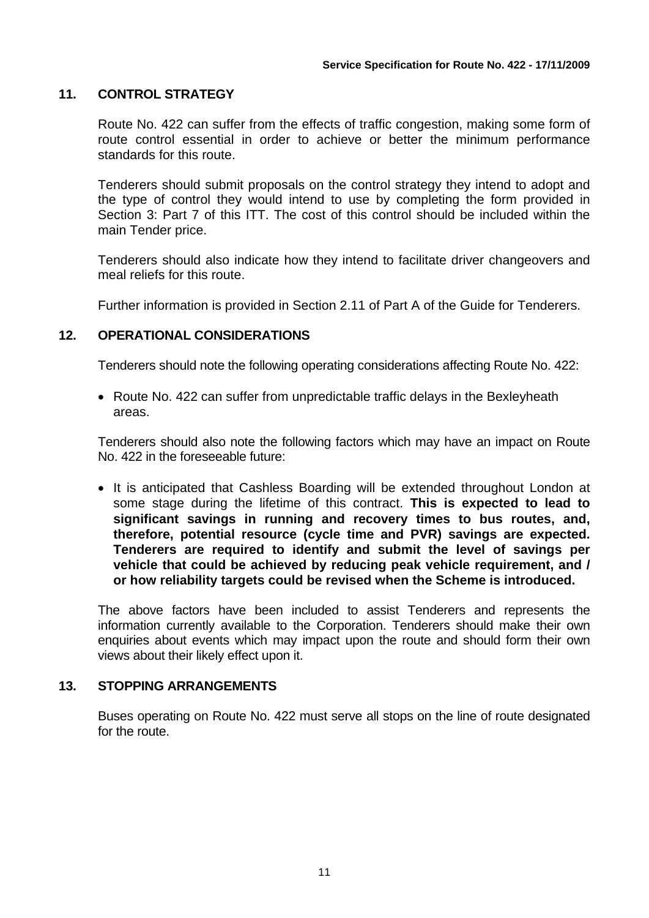## 11. CONTROL STRATEGY

Route No. 422 can suffer from the effects of traffic congestion, making some form of route control essential in order to achieve or better the minimum performance standards for this route.

Tenderers should submit proposals on the control strategy they intend to adopt and the type of control they would intend to use by completing the form provided in Section 3: Part 7 of this ITT. The cost of this control should be included within the main Tender price.

Tenderers should also indicate how they intend to facilitate driver changeovers and meal reliefs for this route.

Further information is provided in Section 2.11 of Part A of the Guide for Tenderers.

## 12. OPERATIONAL CONSIDERATIONS

Tenderers should note the following operating considerations affecting Route No. 422:

- Route No. 422 can suffer from unpredictable traffic delays in the Bexleyheath areas.

Tenderers should also note the following factors which may have an impact on Route No. 422 in the foreseeable future:

- It is anticipated that Cashless Boarding will be extended throughout London at some stage during the lifetime of this contract. **This is expected to lead to significant savings in running and recovery times to bus routes, and, therefore, potential resource (cycle time and PVR) savings are expected. Tenderers are required to identify and submit the level of savings per vehicle that could be achieved by reducing peak vehicle requirement, and / or how reliability targets could be revised when the Scheme is introduced.**

The above factors have been included to assist Tenderers and represents the information currently available to the Corporation. Tenderers should make their own enquiries about events which may impact upon the route and should form their own views about their likely effect upon it.

## 13. STOPPING ARRANGEMENTS

Buses operating on Route No. 422 must serve all stops on the line of route designated for the route.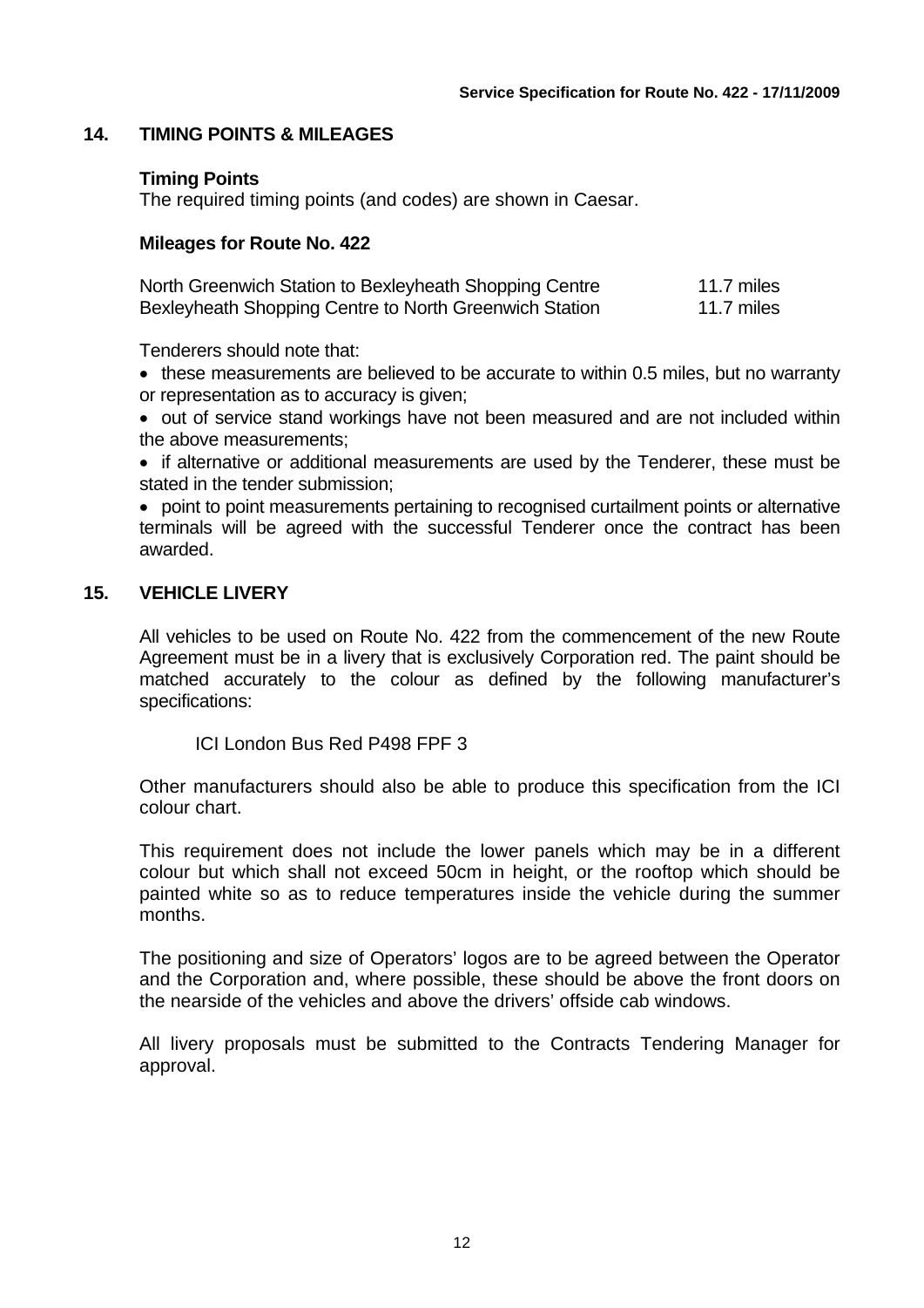## 14. TIMING POINTS & MILEAGES

### Timing Points

The required timing points (and codes) are shown in Caesar.

### Mileages for Route No. 422

| | |
|---|---|
| North Greenwich Station to Bexleyheath Shopping Centre | 11.7 miles |
| Bexleyheath Shopping Centre to North Greenwich Station | 11.7 miles |

Tenderers should note that:

- these measurements are believed to be accurate to within 0.5 miles, but no warranty or representation as to accuracy is given;
- out of service stand workings have not been measured and are not included within the above measurements;
- if alternative or additional measurements are used by the Tenderer, these must be stated in the tender submission;
- point to point measurements pertaining to recognised curtailment points or alternative terminals will be agreed with the successful Tenderer once the contract has been awarded.

## 15. VEHICLE LIVERY

All vehicles to be used on Route No. 422 from the commencement of the new Route Agreement must be in a livery that is exclusively Corporation red. The paint should be matched accurately to the colour as defined by the following manufacturer's specifications:

ICI London Bus Red P498 FPF 3

Other manufacturers should also be able to produce this specification from the ICI colour chart.

This requirement does not include the lower panels which may be in a different colour but which shall not exceed 50cm in height, or the rooftop which should be painted white so as to reduce temperatures inside the vehicle during the summer months.

The positioning and size of Operators' logos are to be agreed between the Operator and the Corporation and, where possible, these should be above the front doors on the nearside of the vehicles and above the drivers' offside cab windows.

All livery proposals must be submitted to the Contracts Tendering Manager for approval.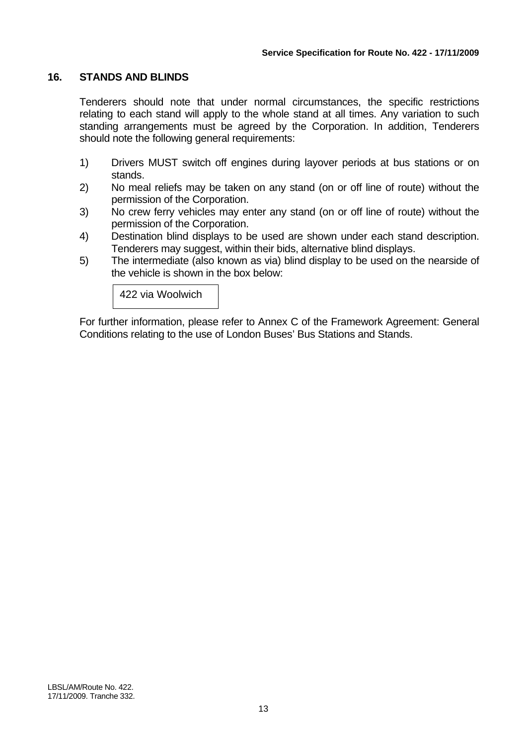## 16. STANDS AND BLINDS

Tenderers should note that under normal circumstances, the specific restrictions relating to each stand will apply to the whole stand at all times. Any variation to such standing arrangements must be agreed by the Corporation. In addition, Tenderers should note the following general requirements:

1) Drivers MUST switch off engines during layover periods at bus stations or on stands.
2) No meal reliefs may be taken on any stand (on or off line of route) without the permission of the Corporation.
3) No crew ferry vehicles may enter any stand (on or off line of route) without the permission of the Corporation.
4) Destination blind displays to be used are shown under each stand description. Tenderers may suggest, within their bids, alternative blind displays.
5) The intermediate (also known as via) blind display to be used on the nearside of the vehicle is shown in the box below:

| 422 via Woolwich |
| --- |

For further information, please refer to Annex C of the Framework Agreement: General Conditions relating to the use of London Buses' Bus Stations and Stands.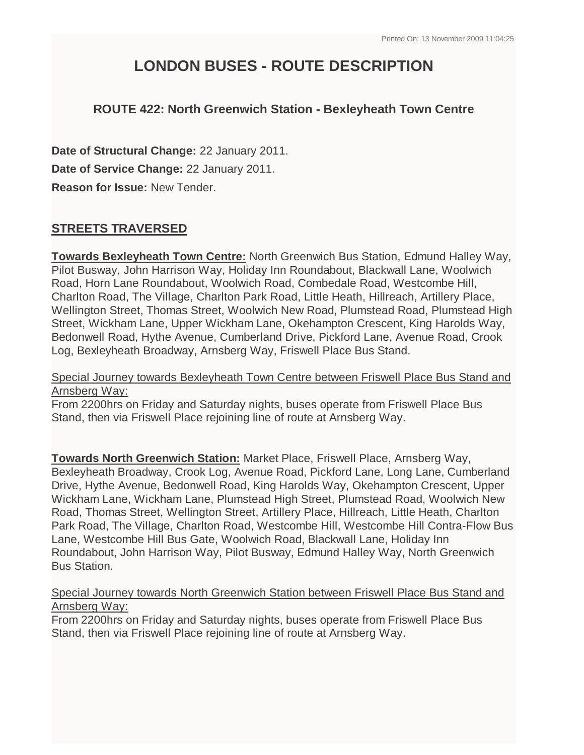# LONDON BUSES - ROUTE DESCRIPTION

### ROUTE 422: North Greenwich Station - Bexleyheath Town Centre

**Date of Structural Change:** 22 January 2011.

**Date of Service Change:** 22 January 2011.

**Reason for Issue:** New Tender.

## STREETS TRAVERSED

**Towards Bexleyheath Town Centre:** North Greenwich Bus Station, Edmund Halley Way, Pilot Busway, John Harrison Way, Holiday Inn Roundabout, Blackwall Lane, Woolwich Road, Horn Lane Roundabout, Woolwich Road, Combedale Road, Westcombe Hill, Charlton Road, The Village, Charlton Park Road, Little Heath, Hillreach, Artillery Place, Wellington Street, Thomas Street, Woolwich New Road, Plumstead Road, Plumstead High Street, Wickham Lane, Upper Wickham Lane, Okehampton Crescent, King Harolds Way, Bedonwell Road, Hythe Avenue, Cumberland Drive, Pickford Lane, Avenue Road, Crook Log, Bexleyheath Broadway, Arnsberg Way, Friswell Place Bus Stand.

Special Journey towards Bexleyheath Town Centre between Friswell Place Bus Stand and Arnsberg Way:
From 2200hrs on Friday and Saturday nights, buses operate from Friswell Place Bus Stand, then via Friswell Place rejoining line of route at Arnsberg Way.

**Towards North Greenwich Station:** Market Place, Friswell Place, Arnsberg Way, Bexleyheath Broadway, Crook Log, Avenue Road, Pickford Lane, Long Lane, Cumberland Drive, Hythe Avenue, Bedonwell Road, King Harolds Way, Okehampton Crescent, Upper Wickham Lane, Wickham Lane, Plumstead High Street, Plumstead Road, Woolwich New Road, Thomas Street, Wellington Street, Artillery Place, Hillreach, Little Heath, Charlton Park Road, The Village, Charlton Road, Westcombe Hill, Westcombe Hill Contra-Flow Bus Lane, Westcombe Hill Bus Gate, Woolwich Road, Blackwall Lane, Holiday Inn Roundabout, John Harrison Way, Pilot Busway, Edmund Halley Way, North Greenwich Bus Station.

Special Journey towards North Greenwich Station between Friswell Place Bus Stand and Arnsberg Way:
From 2200hrs on Friday and Saturday nights, buses operate from Friswell Place Bus Stand, then via Friswell Place rejoining line of route at Arnsberg Way.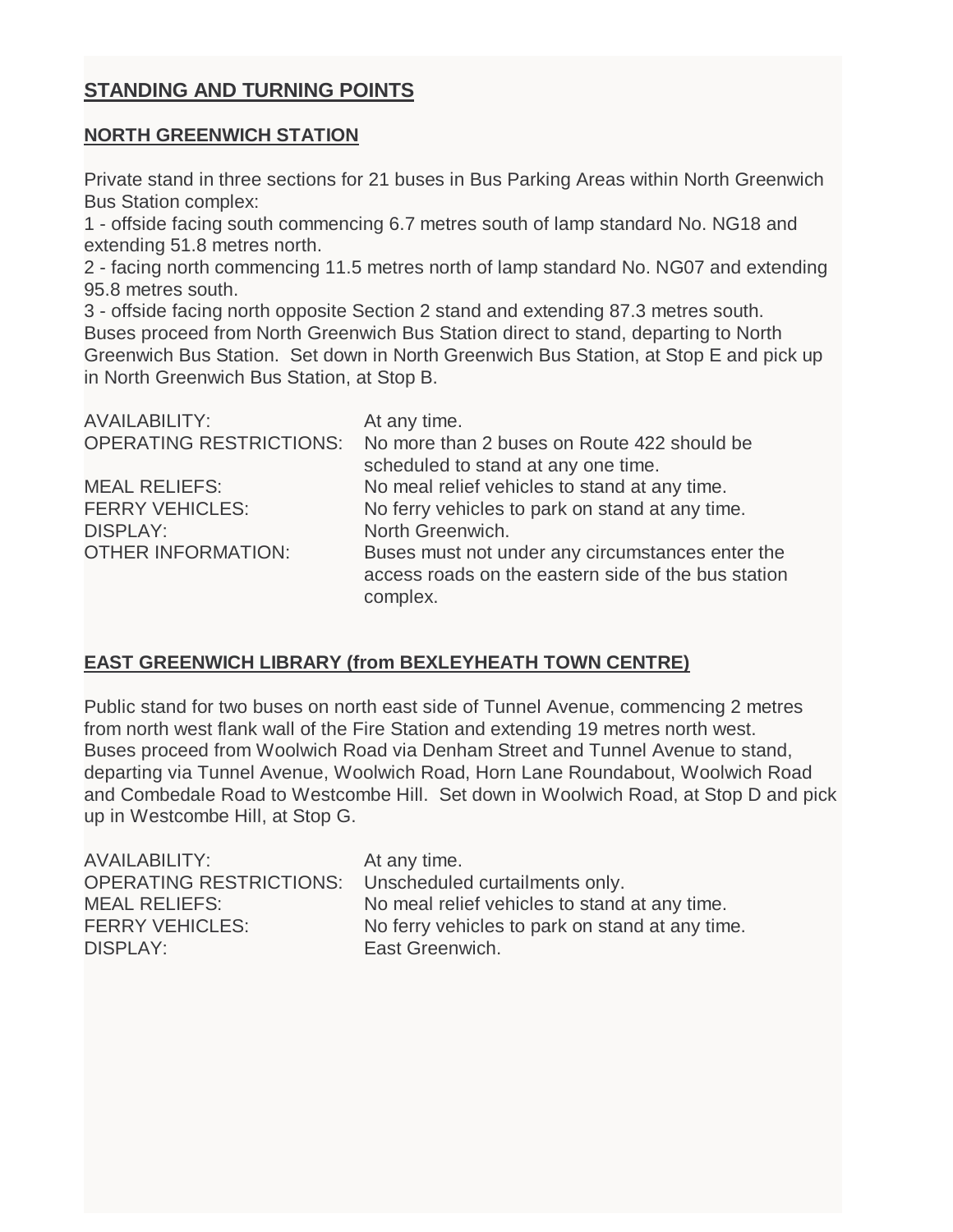## STANDING AND TURNING POINTS

### NORTH GREENWICH STATION

Private stand in three sections for 21 buses in Bus Parking Areas within North Greenwich Bus Station complex:
1 - offside facing south commencing 6.7 metres south of lamp standard No. NG18 and extending 51.8 metres north.
2 - facing north commencing 11.5 metres north of lamp standard No. NG07 and extending 95.8 metres south.
3 - offside facing north opposite Section 2 stand and extending 87.3 metres south.
Buses proceed from North Greenwich Bus Station direct to stand, departing to North Greenwich Bus Station. Set down in North Greenwich Bus Station, at Stop E and pick up in North Greenwich Bus Station, at Stop B.

| | |
|---|---|
| AVAILABILITY: | At any time. |
| OPERATING RESTRICTIONS: | No more than 2 buses on Route 422 should be scheduled to stand at any one time. |
| MEAL RELIEFS: | No meal relief vehicles to stand at any time. |
| FERRY VEHICLES: | No ferry vehicles to park on stand at any time. |
| DISPLAY: | North Greenwich. |
| OTHER INFORMATION: | Buses must not under any circumstances enter the access roads on the eastern side of the bus station complex. |

### EAST GREENWICH LIBRARY (from BEXLEYHEATH TOWN CENTRE)

Public stand for two buses on north east side of Tunnel Avenue, commencing 2 metres from north west flank wall of the Fire Station and extending 19 metres north west.
Buses proceed from Woolwich Road via Denham Street and Tunnel Avenue to stand, departing via Tunnel Avenue, Woolwich Road, Horn Lane Roundabout, Woolwich Road and Combedale Road to Westcombe Hill. Set down in Woolwich Road, at Stop D and pick up in Westcombe Hill, at Stop G.

| | |
|---|---|
| AVAILABILITY: | At any time. |
| OPERATING RESTRICTIONS: | Unscheduled curtailments only. |
| MEAL RELIEFS: | No meal relief vehicles to stand at any time. |
| FERRY VEHICLES: | No ferry vehicles to park on stand at any time. |
| DISPLAY: | East Greenwich. |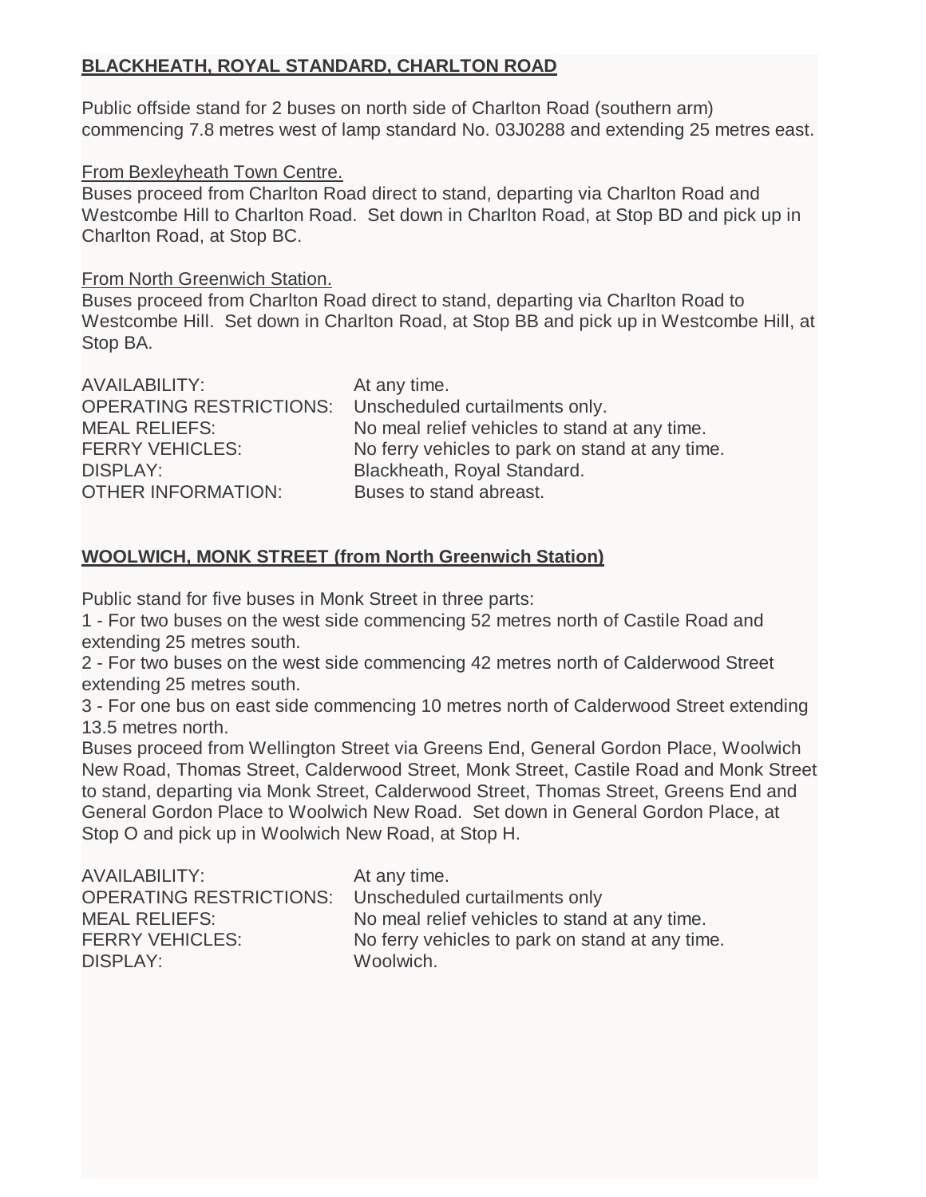**BLACKHEATH, ROYAL STANDARD, CHARLTON ROAD**

Public offside stand for 2 buses on north side of Charlton Road (southern arm) commencing 7.8 metres west of lamp standard No. 03J0288 and extending 25 metres east.

From Bexleyheath Town Centre.
Buses proceed from Charlton Road direct to stand, departing via Charlton Road and Westcombe Hill to Charlton Road. Set down in Charlton Road, at Stop BD and pick up in Charlton Road, at Stop BC.

From North Greenwich Station.
Buses proceed from Charlton Road direct to stand, departing via Charlton Road to Westcombe Hill. Set down in Charlton Road, at Stop BB and pick up in Westcombe Hill, at Stop BA.

AVAILABILITY: At any time.
OPERATING RESTRICTIONS: Unscheduled curtailments only.
MEAL RELIEFS: No meal relief vehicles to stand at any time.
FERRY VEHICLES: No ferry vehicles to park on stand at any time.
DISPLAY: Blackheath, Royal Standard.
OTHER INFORMATION: Buses to stand abreast.

**WOOLWICH, MONK STREET (from North Greenwich Station)**

Public stand for five buses in Monk Street in three parts:
1 - For two buses on the west side commencing 52 metres north of Castile Road and extending 25 metres south.
2 - For two buses on the west side commencing 42 metres north of Calderwood Street extending 25 metres south.
3 - For one bus on east side commencing 10 metres north of Calderwood Street extending 13.5 metres north.
Buses proceed from Wellington Street via Greens End, General Gordon Place, Woolwich New Road, Thomas Street, Calderwood Street, Monk Street, Castile Road and Monk Street to stand, departing via Monk Street, Calderwood Street, Thomas Street, Greens End and General Gordon Place to Woolwich New Road. Set down in General Gordon Place, at Stop O and pick up in Woolwich New Road, at Stop H.

AVAILABILITY: At any time.
OPERATING RESTRICTIONS: Unscheduled curtailments only
MEAL RELIEFS: No meal relief vehicles to stand at any time.
FERRY VEHICLES: No ferry vehicles to park on stand at any time.
DISPLAY: Woolwich.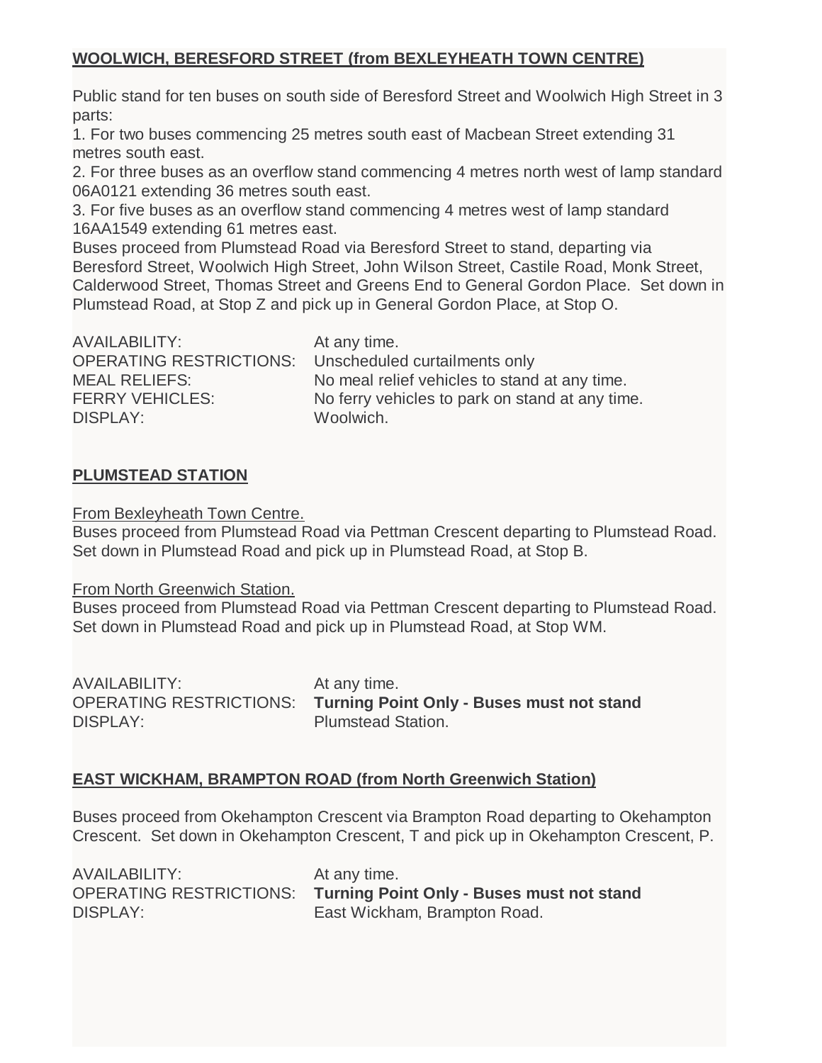**WOOLWICH, BERESFORD STREET (from BEXLEYHEATH TOWN CENTRE)**

Public stand for ten buses on south side of Beresford Street and Woolwich High Street in 3 parts:

1. For two buses commencing 25 metres south east of Macbean Street extending 31 metres south east.
2. For three buses as an overflow stand commencing 4 metres north west of lamp standard 06A0121 extending 36 metres south east.
3. For five buses as an overflow stand commencing 4 metres west of lamp standard 16AA1549 extending 61 metres east.

Buses proceed from Plumstead Road via Beresford Street to stand, departing via Beresford Street, Woolwich High Street, John Wilson Street, Castile Road, Monk Street, Calderwood Street, Thomas Street and Greens End to General Gordon Place. Set down in Plumstead Road, at Stop Z and pick up in General Gordon Place, at Stop O.

| | |
|---|---|
| AVAILABILITY: | At any time. |
| OPERATING RESTRICTIONS: | Unscheduled curtailments only |
| MEAL RELIEFS: | No meal relief vehicles to stand at any time. |
| FERRY VEHICLES: | No ferry vehicles to park on stand at any time. |
| DISPLAY: | Woolwich. |

**PLUMSTEAD STATION**

From Bexleyheath Town Centre.
Buses proceed from Plumstead Road via Pettman Crescent departing to Plumstead Road. Set down in Plumstead Road and pick up in Plumstead Road, at Stop B.

From North Greenwich Station.
Buses proceed from Plumstead Road via Pettman Crescent departing to Plumstead Road. Set down in Plumstead Road and pick up in Plumstead Road, at Stop WM.

| | |
|---|---|
| AVAILABILITY: | At any time. |
| OPERATING RESTRICTIONS: | **Turning Point Only - Buses must not stand** |
| DISPLAY: | Plumstead Station. |

**EAST WICKHAM, BRAMPTON ROAD (from North Greenwich Station)**

Buses proceed from Okehampton Crescent via Brampton Road departing to Okehampton Crescent. Set down in Okehampton Crescent, T and pick up in Okehampton Crescent, P.

| | |
|---|---|
| AVAILABILITY: | At any time. |
| OPERATING RESTRICTIONS: | **Turning Point Only - Buses must not stand** |
| DISPLAY: | East Wickham, Brampton Road. |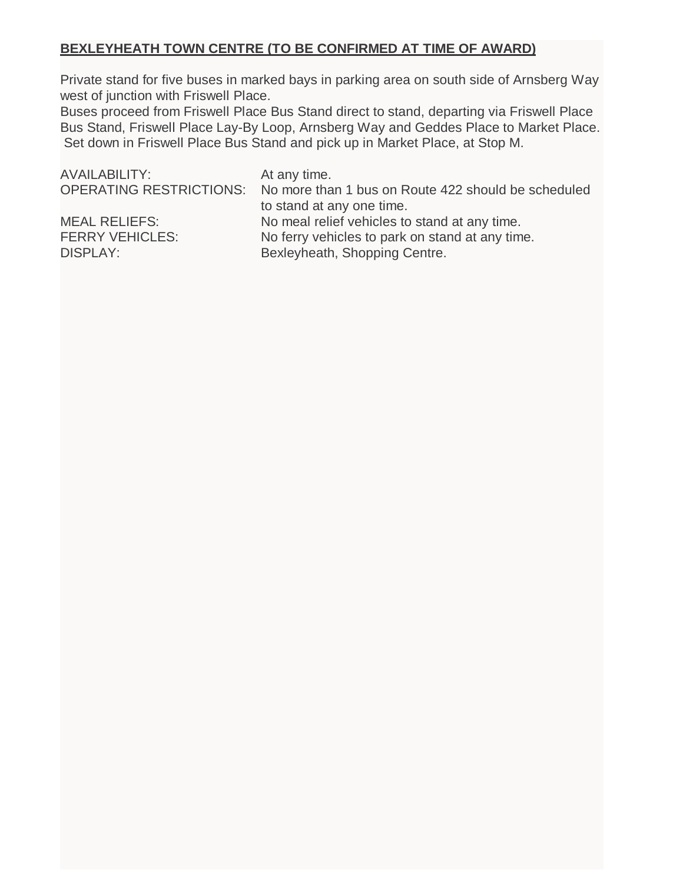**<u>BEXLEYHEATH TOWN CENTRE (TO BE CONFIRMED AT TIME OF AWARD)</u>**

Private stand for five buses in marked bays in parking area on south side of Arnsberg Way west of junction with Friswell Place.
Buses proceed from Friswell Place Bus Stand direct to stand, departing via Friswell Place Bus Stand, Friswell Place Lay-By Loop, Arnsberg Way and Geddes Place to Market Place.
Set down in Friswell Place Bus Stand and pick up in Market Place, at Stop M.

| | |
|---|---|
| AVAILABILITY: | At any time. |
| OPERATING RESTRICTIONS: | No more than 1 bus on Route 422 should be scheduled to stand at any one time. |
| MEAL RELIEFS: | No meal relief vehicles to stand at any time. |
| FERRY VEHICLES: | No ferry vehicles to park on stand at any time. |
| DISPLAY: | Bexleyheath, Shopping Centre. |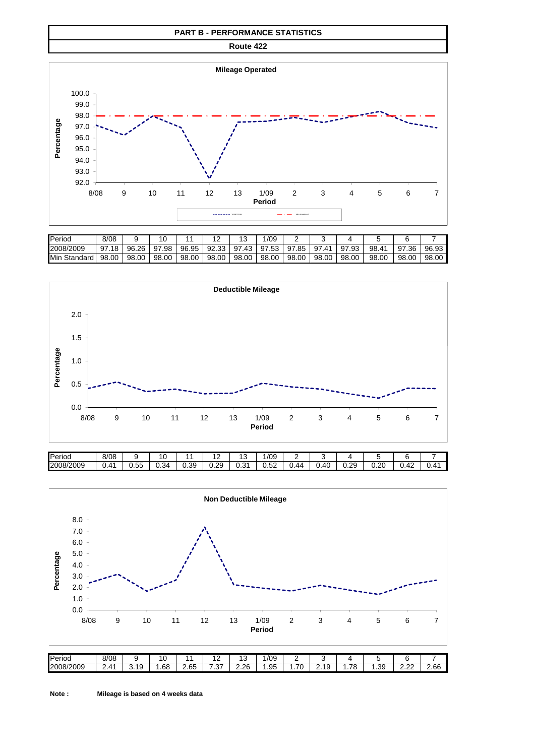# PART B - PERFORMANCE STATISTICS

## Route 422

### Mileage Operated

| Period | 8/08 | 9 | 10 | 11 | 12 | 13 | 1/09 | 2 | 3 | 4 | 5 | 6 | 7 |
|---|---|---|---|---|---|---|---|---|---|---|---|---|---|
| 2008/2009 | 97.18 | 96.26 | 97.98 | 96.95 | 92.33 | 97.43 | 97.53 | 97.85 | 97.41 | 97.93 | 98.41 | 97.36 | 96.93 |
| Min Standard | 98.00 | 98.00 | 98.00 | 98.00 | 98.00 | 98.00 | 98.00 | 98.00 | 98.00 | 98.00 | 98.00 | 98.00 | 98.00 |

### Deductible Mileage

| Period | 8/08 | 9 | 10 | 11 | 12 | 13 | 1/09 | 2 | 3 | 4 | 5 | 6 | 7 |
|---|---|---|---|---|---|---|---|---|---|---|---|---|---|
| 2008/2009 | 0.41 | 0.55 | 0.34 | 0.39 | 0.29 | 0.31 | 0.52 | 0.44 | 0.40 | 0.29 | 0.20 | 0.42 | 0.41 |

### Non Deductible Mileage

| Period | 8/08 | 9 | 10 | 11 | 12 | 13 | 1/09 | 2 | 3 | 4 | 5 | 6 | 7 |
|---|---|---|---|---|---|---|---|---|---|---|---|---|---|
| 2008/2009 | 2.41 | 3.19 | 1.68 | 2.65 | 7.37 | 2.26 | 1.95 | 1.70 | 2.19 | 1.78 | 1.39 | 2.22 | 2.66 |

**Note :** **Mileage is based on 4 weeks data**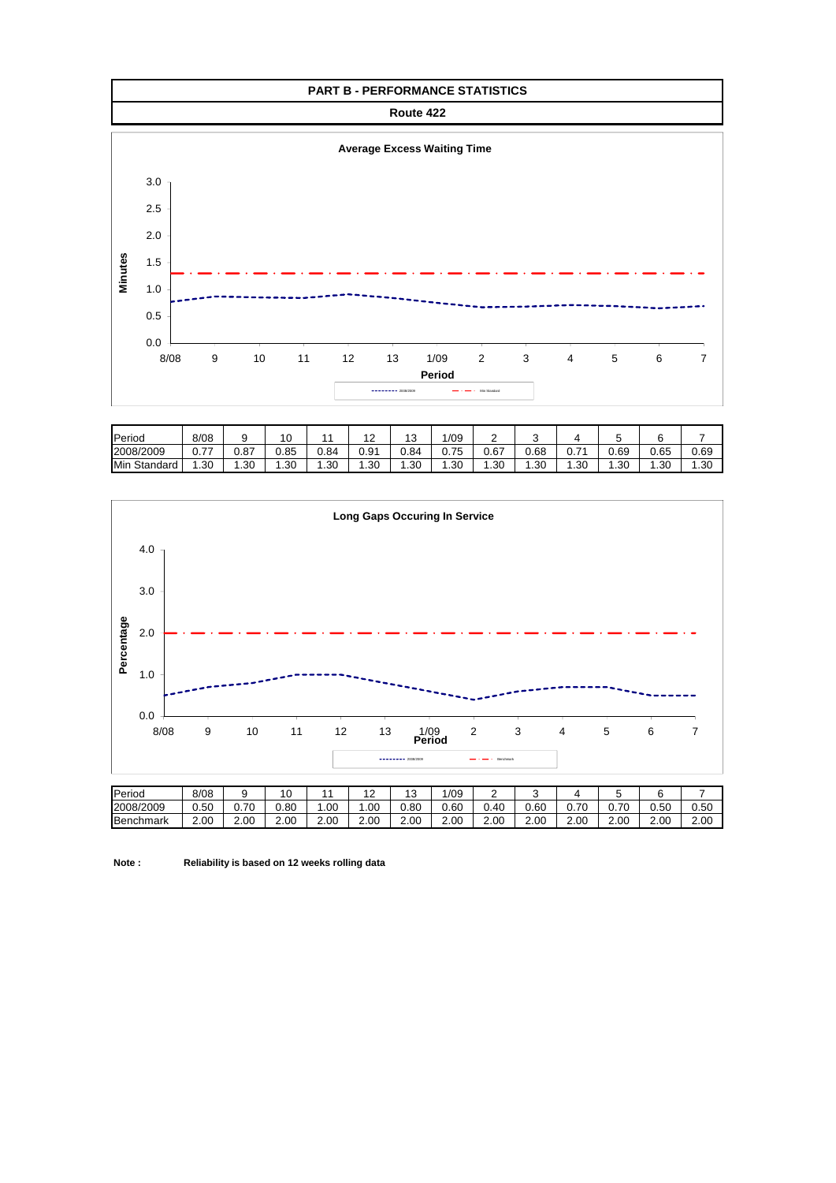## PART B - PERFORMANCE STATISTICS

**Route 422**

**Average Excess Waiting Time**

Minutes

3.0
2.5
2.0
1.5
1.0
0.5
0.0

8/08 9 10 11 12 13 1/09 2 3 4 5 6 7

**Period**

2008/2009 Min Standard

| Period | 8/08 | 9 | 10 | 11 | 12 | 13 | 1/09 | 2 | 3 | 4 | 5 | 6 | 7 |
|---|---|---|---|---|---|---|---|---|---|---|---|---|---|
| 2008/2009 | 0.77 | 0.87 | 0.85 | 0.84 | 0.91 | 0.84 | 0.75 | 0.67 | 0.68 | 0.71 | 0.69 | 0.65 | 0.69 |
| Min Standard | 1.30 | 1.30 | 1.30 | 1.30 | 1.30 | 1.30 | 1.30 | 1.30 | 1.30 | 1.30 | 1.30 | 1.30 | 1.30 |

**Long Gaps Occuring In Service**

Percentage

4.0
3.0
2.0
1.0
0.0

8/08 9 10 11 12 13 1/09 2 3 4 5 6 7

**Period**

2008/2009 Benchmark

| Period | 8/08 | 9 | 10 | 11 | 12 | 13 | 1/09 | 2 | 3 | 4 | 5 | 6 | 7 |
|---|---|---|---|---|---|---|---|---|---|---|---|---|---|
| 2008/2009 | 0.50 | 0.70 | 0.80 | 1.00 | 1.00 | 0.80 | 0.60 | 0.40 | 0.60 | 0.70 | 0.70 | 0.50 | 0.50 |
| Benchmark | 2.00 | 2.00 | 2.00 | 2.00 | 2.00 | 2.00 | 2.00 | 2.00 | 2.00 | 2.00 | 2.00 | 2.00 | 2.00 |

**Note :** **Reliability is based on 12 weeks rolling data**